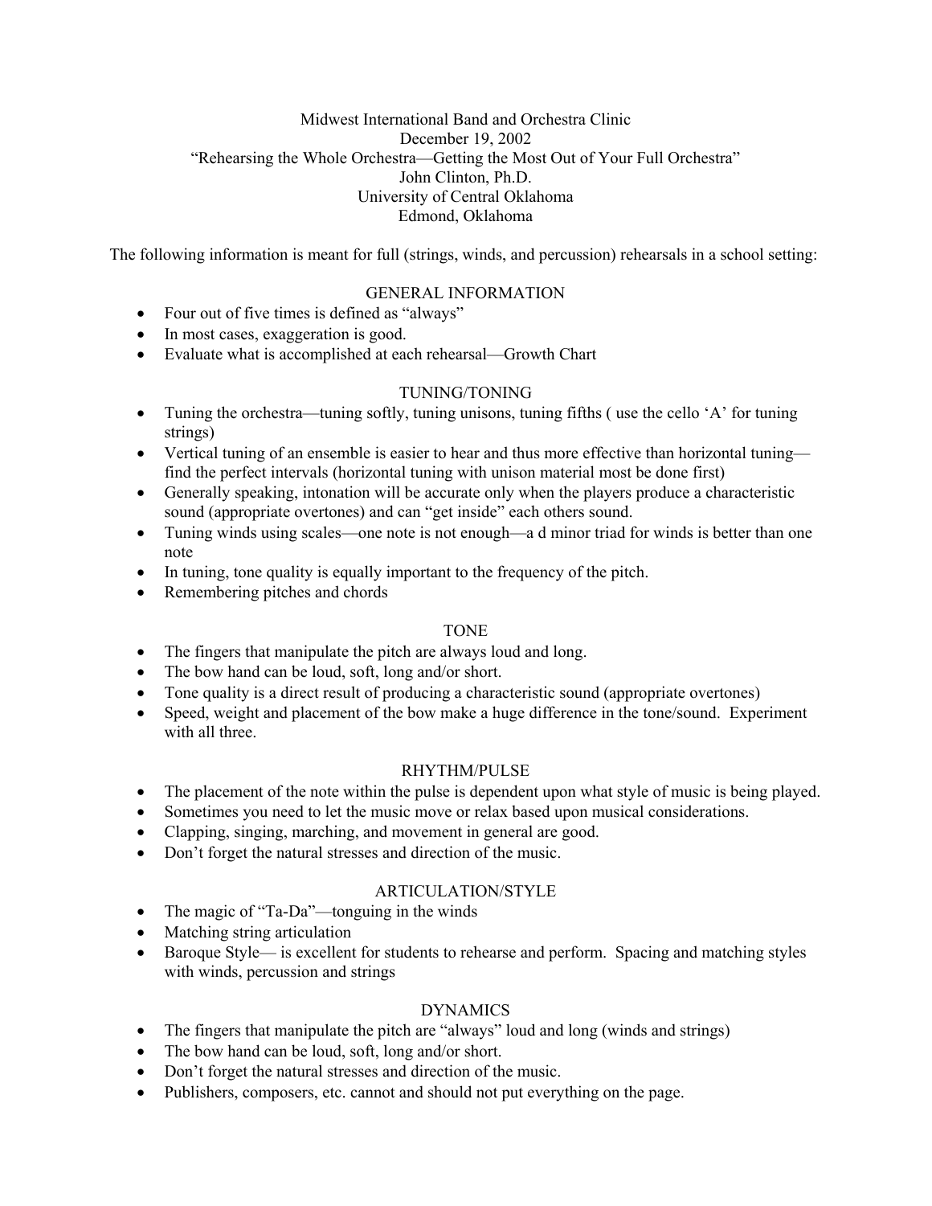Midwest International Band and Orchestra Clinic
December 19, 2002
"Rehearsing the Whole Orchestra—Getting the Most Out of Your Full Orchestra"
John Clinton, Ph.D.
University of Central Oklahoma
Edmond, Oklahoma

The following information is meant for full (strings, winds, and percussion) rehearsals in a school setting:

## GENERAL INFORMATION

- Four out of five times is defined as "always"
- In most cases, exaggeration is good.
- Evaluate what is accomplished at each rehearsal—Growth Chart

## TUNING/TONING

- Tuning the orchestra—tuning softly, tuning unisons, tuning fifths ( use the cello 'A' for tuning strings)
- Vertical tuning of an ensemble is easier to hear and thus more effective than horizontal tuning—find the perfect intervals (horizontal tuning with unison material most be done first)
- Generally speaking, intonation will be accurate only when the players produce a characteristic sound (appropriate overtones) and can "get inside" each others sound.
- Tuning winds using scales—one note is not enough—a d minor triad for winds is better than one note
- In tuning, tone quality is equally important to the frequency of the pitch.
- Remembering pitches and chords

## TONE

- The fingers that manipulate the pitch are always loud and long.
- The bow hand can be loud, soft, long and/or short.
- Tone quality is a direct result of producing a characteristic sound (appropriate overtones)
- Speed, weight and placement of the bow make a huge difference in the tone/sound. Experiment with all three.

## RHYTHM/PULSE

- The placement of the note within the pulse is dependent upon what style of music is being played.
- Sometimes you need to let the music move or relax based upon musical considerations.
- Clapping, singing, marching, and movement in general are good.
- Don't forget the natural stresses and direction of the music.

## ARTICULATION/STYLE

- The magic of "Ta-Da"—tonguing in the winds
- Matching string articulation
- Baroque Style— is excellent for students to rehearse and perform. Spacing and matching styles with winds, percussion and strings

## DYNAMICS

- The fingers that manipulate the pitch are "always" loud and long (winds and strings)
- The bow hand can be loud, soft, long and/or short.
- Don't forget the natural stresses and direction of the music.
- Publishers, composers, etc. cannot and should not put everything on the page.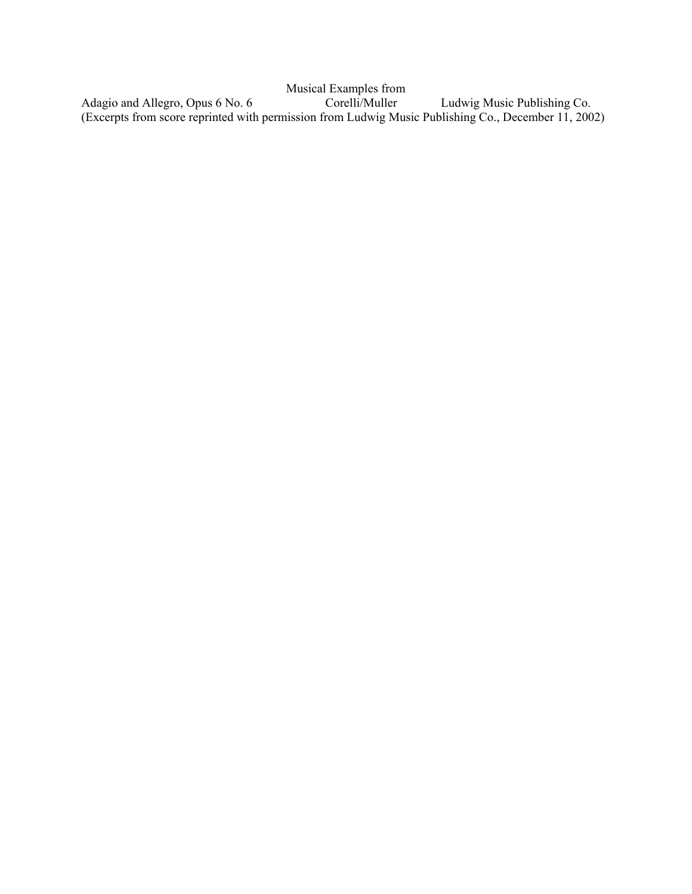Musical Examples from

Adagio and Allegro, Opus 6 No. 6 Corelli/Muller Ludwig Music Publishing Co.

(Excerpts from score reprinted with permission from Ludwig Music Publishing Co., December 11, 2002)